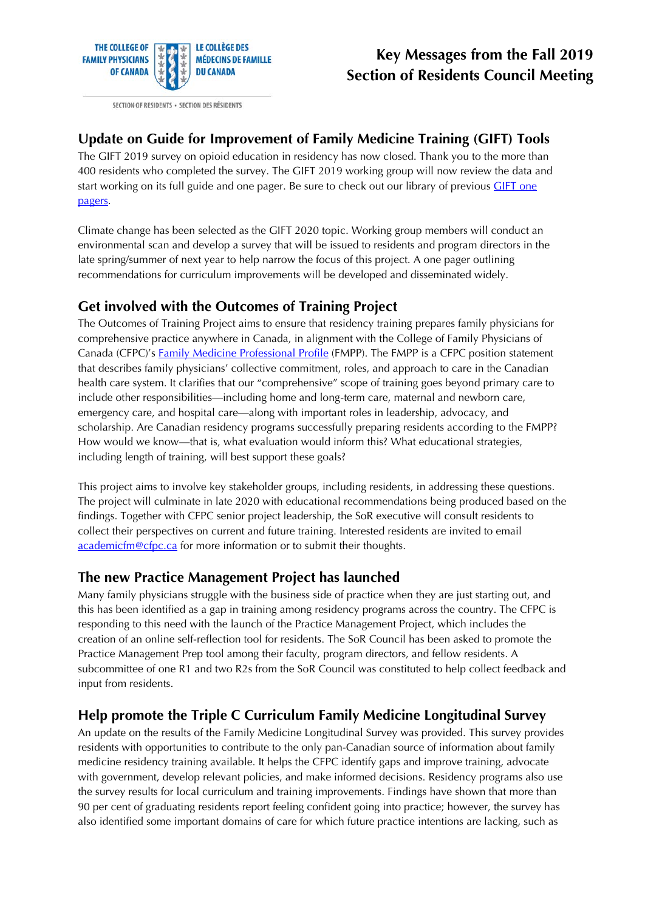THE COLLEGE OF FAMILY PHYSICIANS OF CANADA | LE COLLÈGE DES MÉDECINS DE FAMILLE DU CANADA

SECTION OF RESIDENTS • SECTION DES RÉSIDENTS

# Key Messages from the Fall 2019 Section of Residents Council Meeting

## Update on Guide for Improvement of Family Medicine Training (GIFT) Tools

The GIFT 2019 survey on opioid education in residency has now closed. Thank you to the more than 400 residents who completed the survey. The GIFT 2019 working group will now review the data and start working on its full guide and one pager. Be sure to check out our library of previous GIFT one pagers.

Climate change has been selected as the GIFT 2020 topic. Working group members will conduct an environmental scan and develop a survey that will be issued to residents and program directors in the late spring/summer of next year to help narrow the focus of this project. A one pager outlining recommendations for curriculum improvements will be developed and disseminated widely.

## Get involved with the Outcomes of Training Project

The Outcomes of Training Project aims to ensure that residency training prepares family physicians for comprehensive practice anywhere in Canada, in alignment with the College of Family Physicians of Canada (CFPC)'s Family Medicine Professional Profile (FMPP). The FMPP is a CFPC position statement that describes family physicians' collective commitment, roles, and approach to care in the Canadian health care system. It clarifies that our "comprehensive" scope of training goes beyond primary care to include other responsibilities—including home and long-term care, maternal and newborn care, emergency care, and hospital care—along with important roles in leadership, advocacy, and scholarship. Are Canadian residency programs successfully preparing residents according to the FMPP? How would we know—that is, what evaluation would inform this? What educational strategies, including length of training, will best support these goals?

This project aims to involve key stakeholder groups, including residents, in addressing these questions. The project will culminate in late 2020 with educational recommendations being produced based on the findings. Together with CFPC senior project leadership, the SoR executive will consult residents to collect their perspectives on current and future training. Interested residents are invited to email academicfm@cfpc.ca for more information or to submit their thoughts.

## The new Practice Management Project has launched

Many family physicians struggle with the business side of practice when they are just starting out, and this has been identified as a gap in training among residency programs across the country. The CFPC is responding to this need with the launch of the Practice Management Project, which includes the creation of an online self-reflection tool for residents. The SoR Council has been asked to promote the Practice Management Prep tool among their faculty, program directors, and fellow residents. A subcommittee of one R1 and two R2s from the SoR Council was constituted to help collect feedback and input from residents.

## Help promote the Triple C Curriculum Family Medicine Longitudinal Survey

An update on the results of the Family Medicine Longitudinal Survey was provided. This survey provides residents with opportunities to contribute to the only pan-Canadian source of information about family medicine residency training available. It helps the CFPC identify gaps and improve training, advocate with government, develop relevant policies, and make informed decisions. Residency programs also use the survey results for local curriculum and training improvements. Findings have shown that more than 90 per cent of graduating residents report feeling confident going into practice; however, the survey has also identified some important domains of care for which future practice intentions are lacking, such as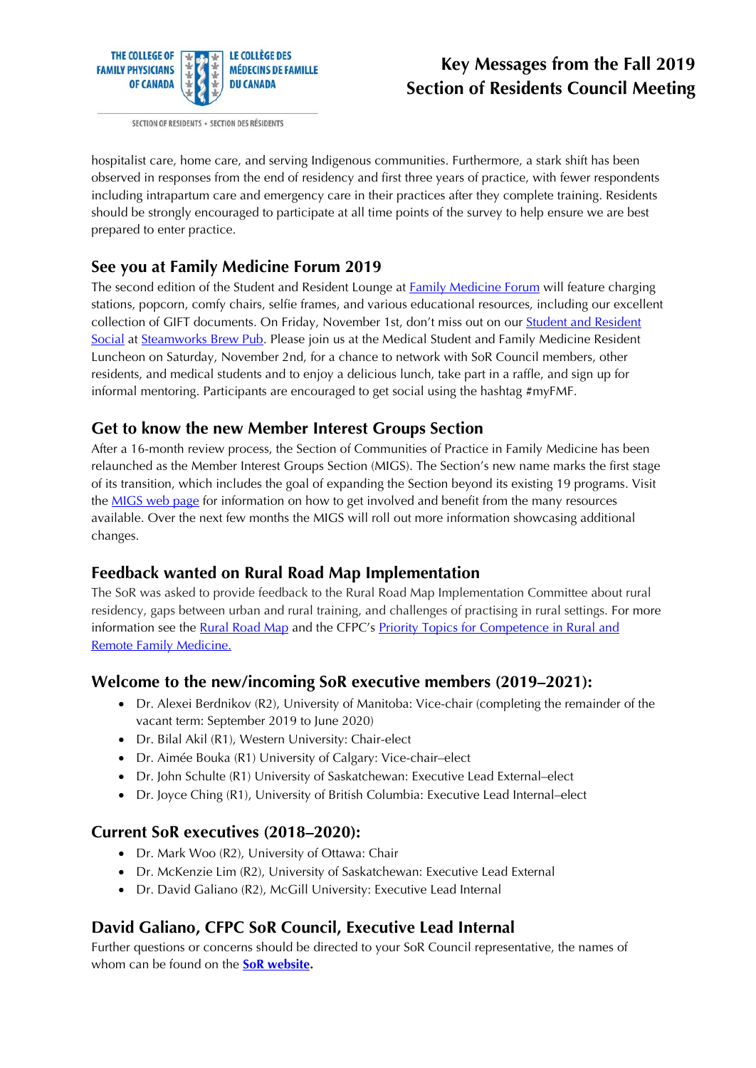hospitalist care, home care, and serving Indigenous communities. Furthermore, a stark shift has been observed in responses from the end of residency and first three years of practice, with fewer respondents including intrapartum care and emergency care in their practices after they complete training. Residents should be strongly encouraged to participate at all time points of the survey to help ensure we are best prepared to enter practice.

## See you at Family Medicine Forum 2019

The second edition of the Student and Resident Lounge at Family Medicine Forum will feature charging stations, popcorn, comfy chairs, selfie frames, and various educational resources, including our excellent collection of GIFT documents. On Friday, November 1st, don't miss out on our Student and Resident Social at Steamworks Brew Pub. Please join us at the Medical Student and Family Medicine Resident Luncheon on Saturday, November 2nd, for a chance to network with SoR Council members, other residents, and medical students and to enjoy a delicious lunch, take part in a raffle, and sign up for informal mentoring. Participants are encouraged to get social using the hashtag #myFMF.

## Get to know the new Member Interest Groups Section

After a 16-month review process, the Section of Communities of Practice in Family Medicine has been relaunched as the Member Interest Groups Section (MIGS). The Section's new name marks the first stage of its transition, which includes the goal of expanding the Section beyond its existing 19 programs. Visit the MIGS web page for information on how to get involved and benefit from the many resources available. Over the next few months the MIGS will roll out more information showcasing additional changes.

## Feedback wanted on Rural Road Map Implementation

The SoR was asked to provide feedback to the Rural Road Map Implementation Committee about rural residency, gaps between urban and rural training, and challenges of practising in rural settings. For more information see the Rural Road Map and the CFPC's Priority Topics for Competence in Rural and Remote Family Medicine.

## Welcome to the new/incoming SoR executive members (2019–2021):

- Dr. Alexei Berdnikov (R2), University of Manitoba: Vice-chair (completing the remainder of the vacant term: September 2019 to June 2020)
- Dr. Bilal Akil (R1), Western University: Chair-elect
- Dr. Aimée Bouka (R1) University of Calgary: Vice-chair–elect
- Dr. John Schulte (R1) University of Saskatchewan: Executive Lead External–elect
- Dr. Joyce Ching (R1), University of British Columbia: Executive Lead Internal–elect

## Current SoR executives (2018–2020):

- Dr. Mark Woo (R2), University of Ottawa: Chair
- Dr. McKenzie Lim (R2), University of Saskatchewan: Executive Lead External
- Dr. David Galiano (R2), McGill University: Executive Lead Internal

## David Galiano, CFPC SoR Council, Executive Lead Internal

Further questions or concerns should be directed to your SoR Council representative, the names of whom can be found on the **SoR website.**